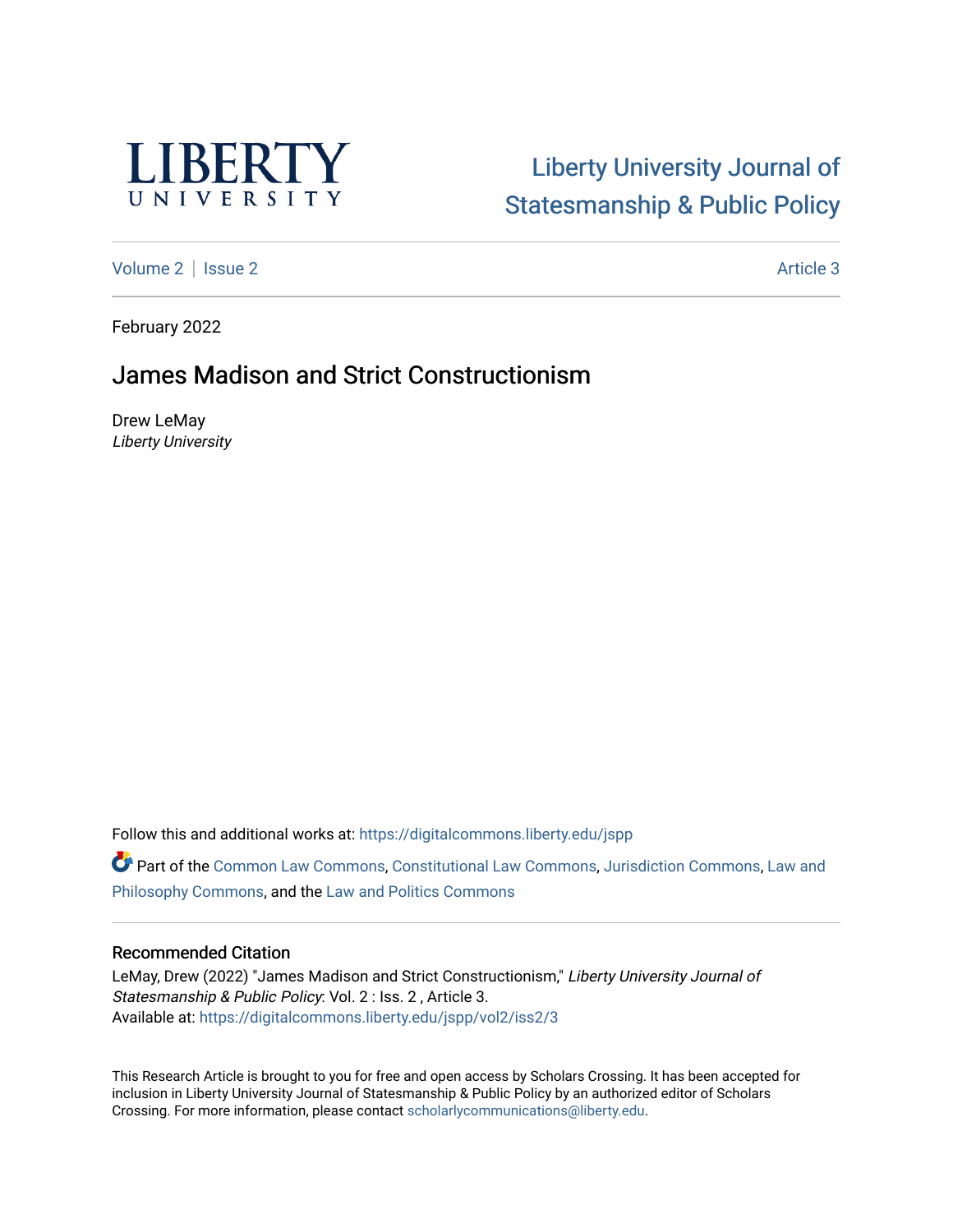LIBERTY UNIVERSITY

Liberty University Journal of Statesmanship & Public Policy

Volume 2 | Issue 2 Article 3

February 2022

# James Madison and Strict Constructionism

Drew LeMay
*Liberty University*

Follow this and additional works at: https://digitalcommons.liberty.edu/jspp

Part of the Common Law Commons, Constitutional Law Commons, Jurisdiction Commons, Law and Philosophy Commons, and the Law and Politics Commons

## Recommended Citation

LeMay, Drew (2022) "James Madison and Strict Constructionism," *Liberty University Journal of Statesmanship & Public Policy*: Vol. 2 : Iss. 2 , Article 3.
Available at: https://digitalcommons.liberty.edu/jspp/vol2/iss2/3

This Research Article is brought to you for free and open access by Scholars Crossing. It has been accepted for inclusion in Liberty University Journal of Statesmanship & Public Policy by an authorized editor of Scholars Crossing. For more information, please contact scholarlycommunications@liberty.edu.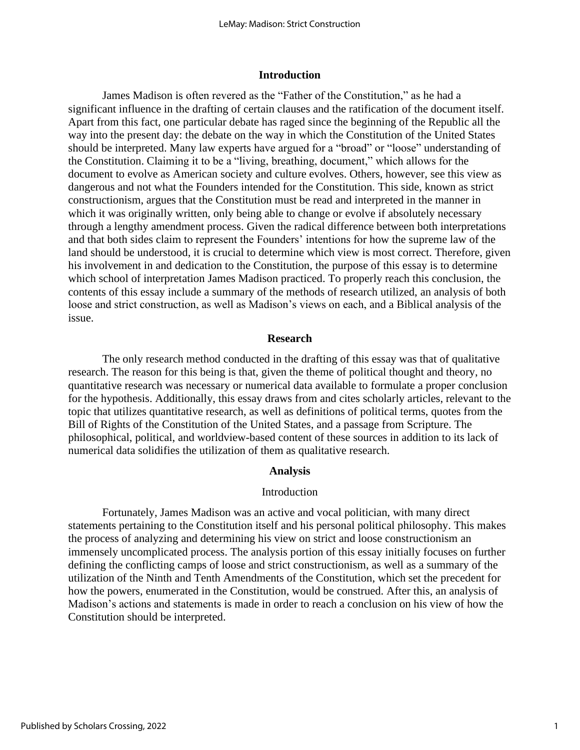## Introduction

James Madison is often revered as the "Father of the Constitution," as he had a significant influence in the drafting of certain clauses and the ratification of the document itself. Apart from this fact, one particular debate has raged since the beginning of the Republic all the way into the present day: the debate on the way in which the Constitution of the United States should be interpreted. Many law experts have argued for a "broad" or "loose" understanding of the Constitution. Claiming it to be a "living, breathing, document," which allows for the document to evolve as American society and culture evolves. Others, however, see this view as dangerous and not what the Founders intended for the Constitution. This side, known as strict constructionism, argues that the Constitution must be read and interpreted in the manner in which it was originally written, only being able to change or evolve if absolutely necessary through a lengthy amendment process. Given the radical difference between both interpretations and that both sides claim to represent the Founders' intentions for how the supreme law of the land should be understood, it is crucial to determine which view is most correct. Therefore, given his involvement in and dedication to the Constitution, the purpose of this essay is to determine which school of interpretation James Madison practiced. To properly reach this conclusion, the contents of this essay include a summary of the methods of research utilized, an analysis of both loose and strict construction, as well as Madison's views on each, and a Biblical analysis of the issue.

## Research

The only research method conducted in the drafting of this essay was that of qualitative research. The reason for this being is that, given the theme of political thought and theory, no quantitative research was necessary or numerical data available to formulate a proper conclusion for the hypothesis. Additionally, this essay draws from and cites scholarly articles, relevant to the topic that utilizes quantitative research, as well as definitions of political terms, quotes from the Bill of Rights of the Constitution of the United States, and a passage from Scripture. The philosophical, political, and worldview-based content of these sources in addition to its lack of numerical data solidifies the utilization of them as qualitative research.

## Analysis

### Introduction

Fortunately, James Madison was an active and vocal politician, with many direct statements pertaining to the Constitution itself and his personal political philosophy. This makes the process of analyzing and determining his view on strict and loose constructionism an immensely uncomplicated process. The analysis portion of this essay initially focuses on further defining the conflicting camps of loose and strict constructionism, as well as a summary of the utilization of the Ninth and Tenth Amendments of the Constitution, which set the precedent for how the powers, enumerated in the Constitution, would be construed. After this, an analysis of Madison's actions and statements is made in order to reach a conclusion on his view of how the Constitution should be interpreted.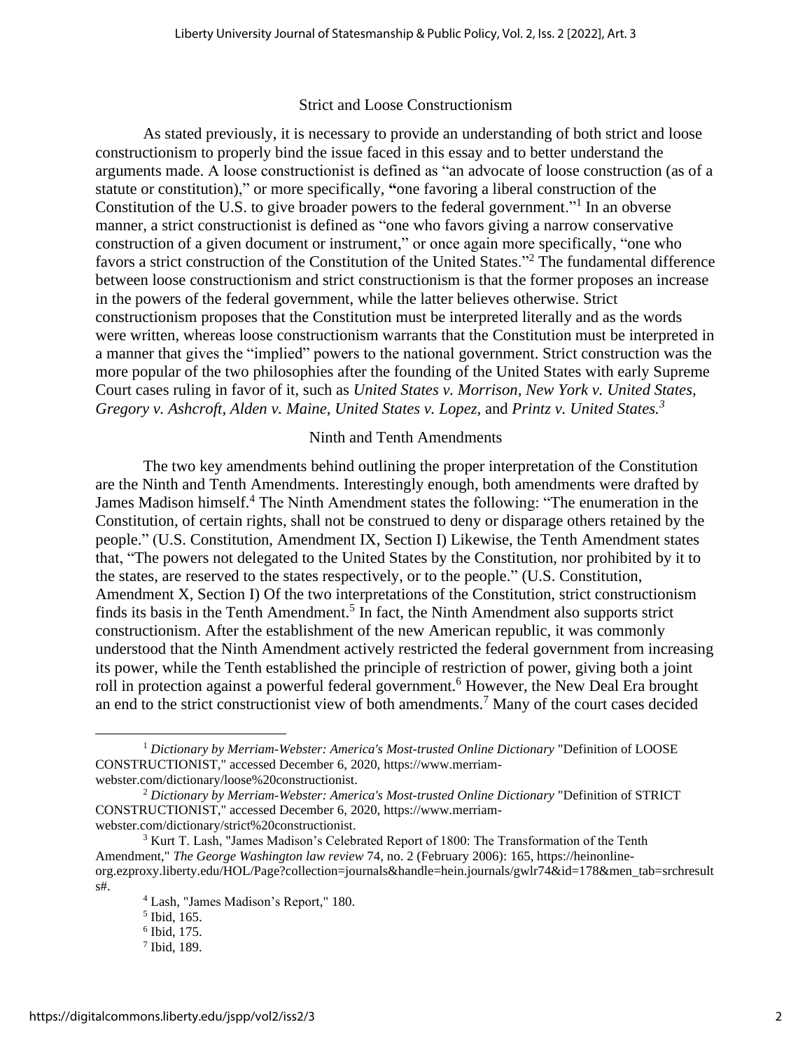## Strict and Loose Constructionism

As stated previously, it is necessary to provide an understanding of both strict and loose constructionism to properly bind the issue faced in this essay and to better understand the arguments made. A loose constructionist is defined as "an advocate of loose construction (as of a statute or constitution)," or more specifically, **"**one favoring a liberal construction of the Constitution of the U.S. to give broader powers to the federal government."[1] In an obverse manner, a strict constructionist is defined as "one who favors giving a narrow conservative construction of a given document or instrument," or once again more specifically, "one who favors a strict construction of the Constitution of the United States."[2] The fundamental difference between loose constructionism and strict constructionism is that the former proposes an increase in the powers of the federal government, while the latter believes otherwise. Strict constructionism proposes that the Constitution must be interpreted literally and as the words were written, whereas loose constructionism warrants that the Constitution must be interpreted in a manner that gives the "implied" powers to the national government. Strict construction was the more popular of the two philosophies after the founding of the United States with early Supreme Court cases ruling in favor of it, such as *United States v. Morrison, New York v. United States, Gregory v. Ashcroft, Alden v. Maine, United States v. Lopez,* and *Printz v. United States.*[3]

## Ninth and Tenth Amendments

The two key amendments behind outlining the proper interpretation of the Constitution are the Ninth and Tenth Amendments. Interestingly enough, both amendments were drafted by James Madison himself.[4] The Ninth Amendment states the following: "The enumeration in the Constitution, of certain rights, shall not be construed to deny or disparage others retained by the people." (U.S. Constitution, Amendment IX, Section I) Likewise, the Tenth Amendment states that, "The powers not delegated to the United States by the Constitution, nor prohibited by it to the states, are reserved to the states respectively, or to the people." (U.S. Constitution, Amendment X, Section I) Of the two interpretations of the Constitution, strict constructionism finds its basis in the Tenth Amendment.[5] In fact, the Ninth Amendment also supports strict constructionism. After the establishment of the new American republic, it was commonly understood that the Ninth Amendment actively restricted the federal government from increasing its power, while the Tenth established the principle of restriction of power, giving both a joint roll in protection against a powerful federal government.[6] However, the New Deal Era brought an end to the strict constructionist view of both amendments.[7] Many of the court cases decided

---

[1] *Dictionary by Merriam-Webster: America's Most-trusted Online Dictionary* "Definition of LOOSE CONSTRUCTIONIST," accessed December 6, 2020, https://www.merriam-webster.com/dictionary/loose%20constructionist.

[2] *Dictionary by Merriam-Webster: America's Most-trusted Online Dictionary* "Definition of STRICT CONSTRUCTIONIST," accessed December 6, 2020, https://www.merriam-webster.com/dictionary/strict%20constructionist.

[3] Kurt T. Lash, "James Madison's Celebrated Report of 1800: The Transformation of the Tenth Amendment," *The George Washington law review* 74, no. 2 (February 2006): 165, https://heinonline-org.ezproxy.liberty.edu/HOL/Page?collection=journals&handle=hein.journals/gwlr74&id=178&men_tab=srchresults#.

[4] Lash, "James Madison's Report," 180.

[5] Ibid, 165.

[6] Ibid, 175.

[7] Ibid, 189.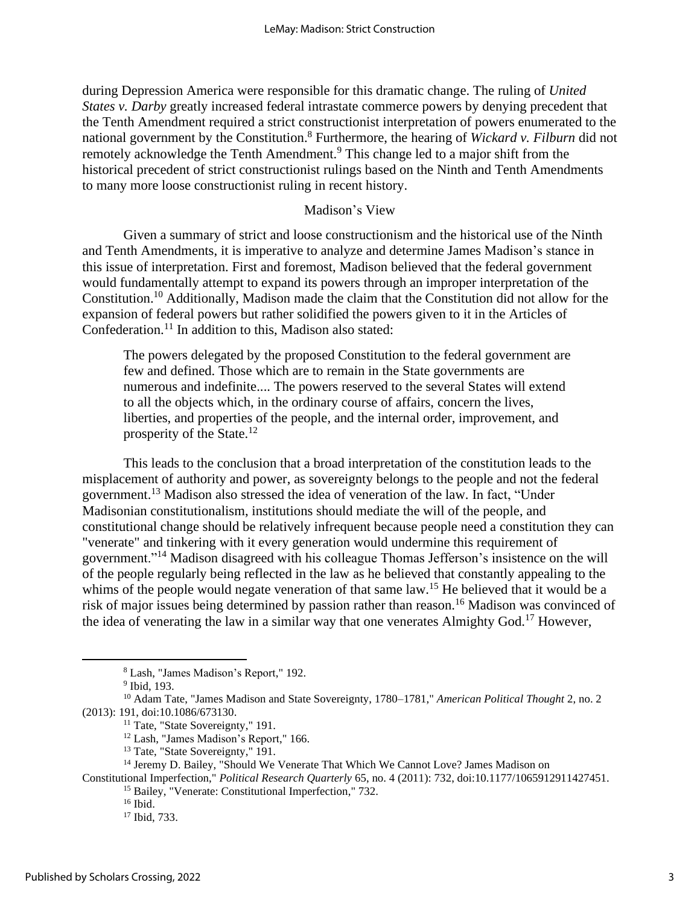during Depression America were responsible for this dramatic change. The ruling of *United States v. Darby* greatly increased federal intrastate commerce powers by denying precedent that the Tenth Amendment required a strict constructionist interpretation of powers enumerated to the national government by the Constitution.[8] Furthermore, the hearing of *Wickard v. Filburn* did not remotely acknowledge the Tenth Amendment.[9] This change led to a major shift from the historical precedent of strict constructionist rulings based on the Ninth and Tenth Amendments to many more loose constructionist ruling in recent history.

## Madison's View

Given a summary of strict and loose constructionism and the historical use of the Ninth and Tenth Amendments, it is imperative to analyze and determine James Madison's stance in this issue of interpretation. First and foremost, Madison believed that the federal government would fundamentally attempt to expand its powers through an improper interpretation of the Constitution.[10] Additionally, Madison made the claim that the Constitution did not allow for the expansion of federal powers but rather solidified the powers given to it in the Articles of Confederation.[11] In addition to this, Madison also stated:

> The powers delegated by the proposed Constitution to the federal government are few and defined. Those which are to remain in the State governments are numerous and indefinite.... The powers reserved to the several States will extend to all the objects which, in the ordinary course of affairs, concern the lives, liberties, and properties of the people, and the internal order, improvement, and prosperity of the State.[12]

This leads to the conclusion that a broad interpretation of the constitution leads to the misplacement of authority and power, as sovereignty belongs to the people and not the federal government.[13] Madison also stressed the idea of veneration of the law. In fact, "Under Madisonian constitutionalism, institutions should mediate the will of the people, and constitutional change should be relatively infrequent because people need a constitution they can "venerate" and tinkering with it every generation would undermine this requirement of government."[14] Madison disagreed with his colleague Thomas Jefferson's insistence on the will of the people regularly being reflected in the law as he believed that constantly appealing to the whims of the people would negate veneration of that same law.[15] He believed that it would be a risk of major issues being determined by passion rather than reason.[16] Madison was convinced of the idea of venerating the law in a similar way that one venerates Almighty God.[17] However,

---

[8] Lash, "James Madison's Report," 192.

[9] Ibid, 193.

[10] Adam Tate, "James Madison and State Sovereignty, 1780–1781," *American Political Thought* 2, no. 2 (2013): 191, doi:10.1086/673130.

[11] Tate, "State Sovereignty," 191.

[12] Lash, "James Madison's Report," 166.

[13] Tate, "State Sovereignty," 191.

[14] Jeremy D. Bailey, "Should We Venerate That Which We Cannot Love? James Madison on Constitutional Imperfection," *Political Research Quarterly* 65, no. 4 (2011): 732, doi:10.1177/1065912911427451.

[15] Bailey, "Venerate: Constitutional Imperfection," 732.

[16] Ibid.

[17] Ibid, 733.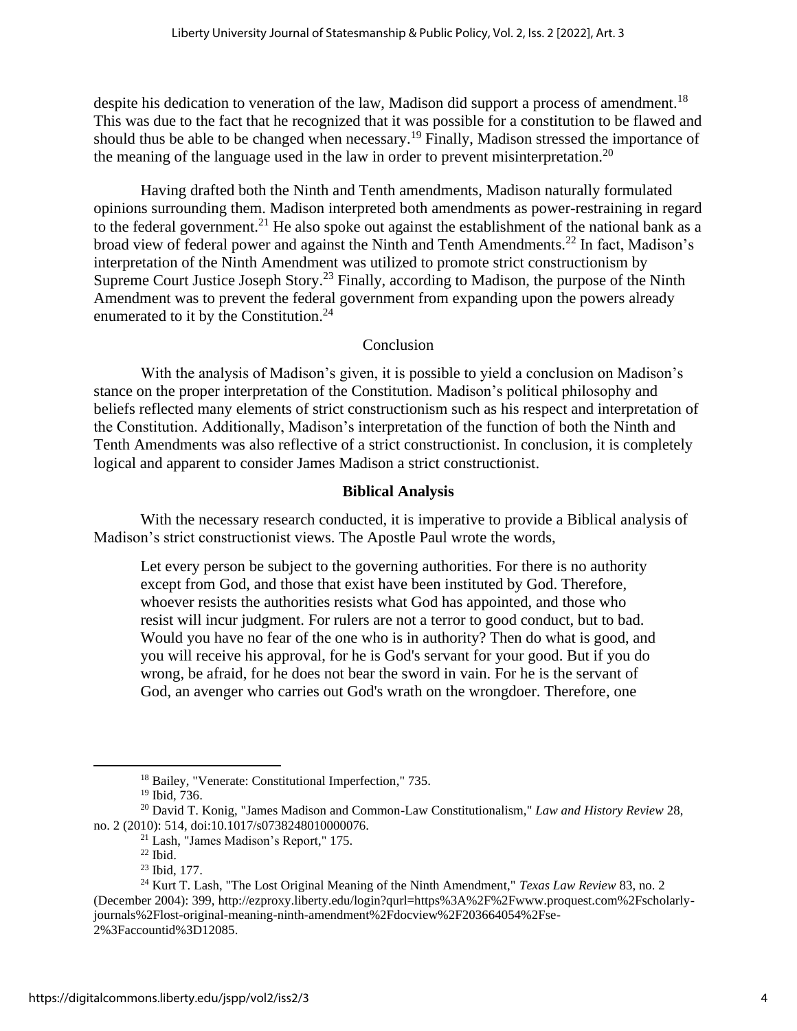despite his dedication to veneration of the law, Madison did support a process of amendment.[18] This was due to the fact that he recognized that it was possible for a constitution to be flawed and should thus be able to be changed when necessary.[19] Finally, Madison stressed the importance of the meaning of the language used in the law in order to prevent misinterpretation.[20]

Having drafted both the Ninth and Tenth amendments, Madison naturally formulated opinions surrounding them. Madison interpreted both amendments as power-restraining in regard to the federal government.[21] He also spoke out against the establishment of the national bank as a broad view of federal power and against the Ninth and Tenth Amendments.[22] In fact, Madison's interpretation of the Ninth Amendment was utilized to promote strict constructionism by Supreme Court Justice Joseph Story.[23] Finally, according to Madison, the purpose of the Ninth Amendment was to prevent the federal government from expanding upon the powers already enumerated to it by the Constitution.[24]

### Conclusion

With the analysis of Madison's given, it is possible to yield a conclusion on Madison's stance on the proper interpretation of the Constitution. Madison's political philosophy and beliefs reflected many elements of strict constructionism such as his respect and interpretation of the Constitution. Additionally, Madison's interpretation of the function of both the Ninth and Tenth Amendments was also reflective of a strict constructionist. In conclusion, it is completely logical and apparent to consider James Madison a strict constructionist.

## Biblical Analysis

With the necessary research conducted, it is imperative to provide a Biblical analysis of Madison's strict constructionist views. The Apostle Paul wrote the words,

> Let every person be subject to the governing authorities. For there is no authority except from God, and those that exist have been instituted by God. Therefore, whoever resists the authorities resists what God has appointed, and those who resist will incur judgment. For rulers are not a terror to good conduct, but to bad. Would you have no fear of the one who is in authority? Then do what is good, and you will receive his approval, for he is God's servant for your good. But if you do wrong, be afraid, for he does not bear the sword in vain. For he is the servant of God, an avenger who carries out God's wrath on the wrongdoer. Therefore, one

---

[18] Bailey, "Venerate: Constitutional Imperfection," 735.

[19] Ibid, 736.

[20] David T. Konig, "James Madison and Common-Law Constitutionalism," *Law and History Review* 28, no. 2 (2010): 514, doi:10.1017/s0738248010000076.

[21] Lash, "James Madison's Report," 175.

[22] Ibid.

[23] Ibid, 177.

[24] Kurt T. Lash, "The Lost Original Meaning of the Ninth Amendment," *Texas Law Review* 83, no. 2 (December 2004): 399, http://ezproxy.liberty.edu/login?qurl=https%3A%2F%2Fwww.proquest.com%2Fscholarly-journals%2Flost-original-meaning-ninth-amendment%2Fdocview%2F203664054%2Fse-2%3Faccountid%3D12085.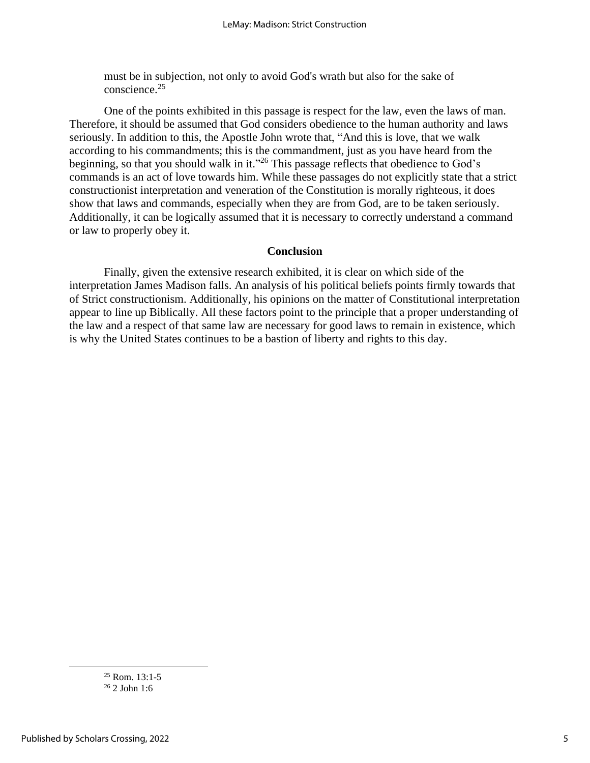must be in subjection, not only to avoid God's wrath but also for the sake of conscience.[25]

One of the points exhibited in this passage is respect for the law, even the laws of man. Therefore, it should be assumed that God considers obedience to the human authority and laws seriously. In addition to this, the Apostle John wrote that, "And this is love, that we walk according to his commandments; this is the commandment, just as you have heard from the beginning, so that you should walk in it."[26] This passage reflects that obedience to God's commands is an act of love towards him. While these passages do not explicitly state that a strict constructionist interpretation and veneration of the Constitution is morally righteous, it does show that laws and commands, especially when they are from God, are to be taken seriously. Additionally, it can be logically assumed that it is necessary to correctly understand a command or law to properly obey it.

## Conclusion

Finally, given the extensive research exhibited, it is clear on which side of the interpretation James Madison falls. An analysis of his political beliefs points firmly towards that of Strict constructionism. Additionally, his opinions on the matter of Constitutional interpretation appear to line up Biblically. All these factors point to the principle that a proper understanding of the law and a respect of that same law are necessary for good laws to remain in existence, which is why the United States continues to be a bastion of liberty and rights to this day.

---

[25] Rom. 13:1-5

[26] 2 John 1:6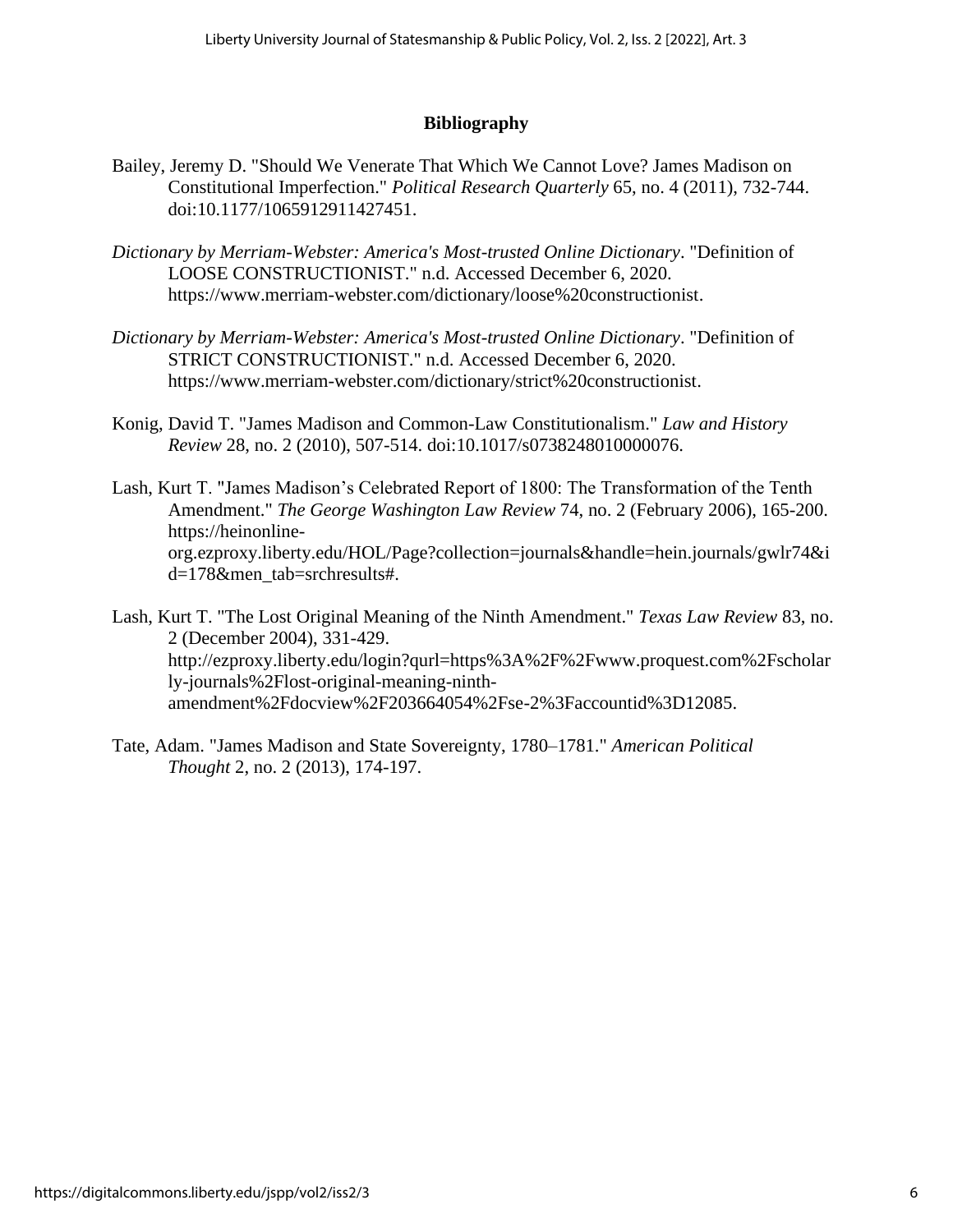# Bibliography

Bailey, Jeremy D. "Should We Venerate That Which We Cannot Love? James Madison on Constitutional Imperfection." *Political Research Quarterly* 65, no. 4 (2011), 732-744. doi:10.1177/1065912911427451.

*Dictionary by Merriam-Webster: America's Most-trusted Online Dictionary*. "Definition of LOOSE CONSTRUCTIONIST." n.d. Accessed December 6, 2020. https://www.merriam-webster.com/dictionary/loose%20constructionist.

*Dictionary by Merriam-Webster: America's Most-trusted Online Dictionary*. "Definition of STRICT CONSTRUCTIONIST." n.d. Accessed December 6, 2020. https://www.merriam-webster.com/dictionary/strict%20constructionist.

Konig, David T. "James Madison and Common-Law Constitutionalism." *Law and History Review* 28, no. 2 (2010), 507-514. doi:10.1017/s0738248010000076.

Lash, Kurt T. "James Madison's Celebrated Report of 1800: The Transformation of the Tenth Amendment." *The George Washington Law Review* 74, no. 2 (February 2006), 165-200. https://heinonline-org.ezproxy.liberty.edu/HOL/Page?collection=journals&handle=hein.journals/gwlr74&id=178&men_tab=srchresults#.

Lash, Kurt T. "The Lost Original Meaning of the Ninth Amendment." *Texas Law Review* 83, no. 2 (December 2004), 331-429. http://ezproxy.liberty.edu/login?qurl=https%3A%2F%2Fwww.proquest.com%2Fscholarly-journals%2Flost-original-meaning-ninth-amendment%2Fdocview%2F203664054%2Fse-2%3Faccountid%3D12085.

Tate, Adam. "James Madison and State Sovereignty, 1780–1781." *American Political Thought* 2, no. 2 (2013), 174-197.